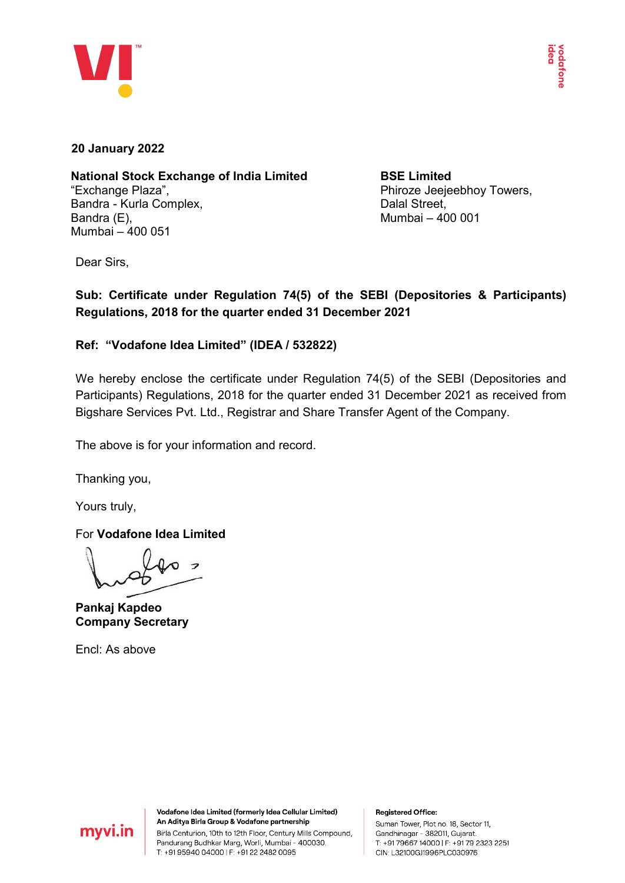**20 January 2022**

**National Stock Exchange of India Limited**
"Exchange Plaza",
Bandra - Kurla Complex,
Bandra (E),
Mumbai – 400 051

**BSE Limited**
Phiroze Jeejeebhoy Towers,
Dalal Street,
Mumbai – 400 001

Dear Sirs,

**Sub: Certificate under Regulation 74(5) of the SEBI (Depositories & Participants) Regulations, 2018 for the quarter ended 31 December 2021**

**Ref: "Vodafone Idea Limited" (IDEA / 532822)**

We hereby enclose the certificate under Regulation 74(5) of the SEBI (Depositories and Participants) Regulations, 2018 for the quarter ended 31 December 2021 as received from Bigshare Services Pvt. Ltd., Registrar and Share Transfer Agent of the Company.

The above is for your information and record.

Thanking you,

Yours truly,

For **Vodafone Idea Limited**

**Pankaj Kapdeo**
**Company Secretary**

Encl: As above

myvi.in

**Vodafone Idea Limited (formerly Idea Cellular Limited)**
**An Aditya Birla Group & Vodafone partnership**
Birla Centurion, 10th to 12th Floor, Century Mills Compound, Pandurang Budhkar Marg, Worli, Mumbai - 400030.
T: +91 95940 04000 | F: +91 22 2482 0095

**Registered Office:**
Suman Tower, Plot no. 18, Sector 11, Gandhinagar - 382011, Gujarat.
T: +91 79667 14000 | F: +91 79 2323 2251
CIN: L32100GJ1996PLC030976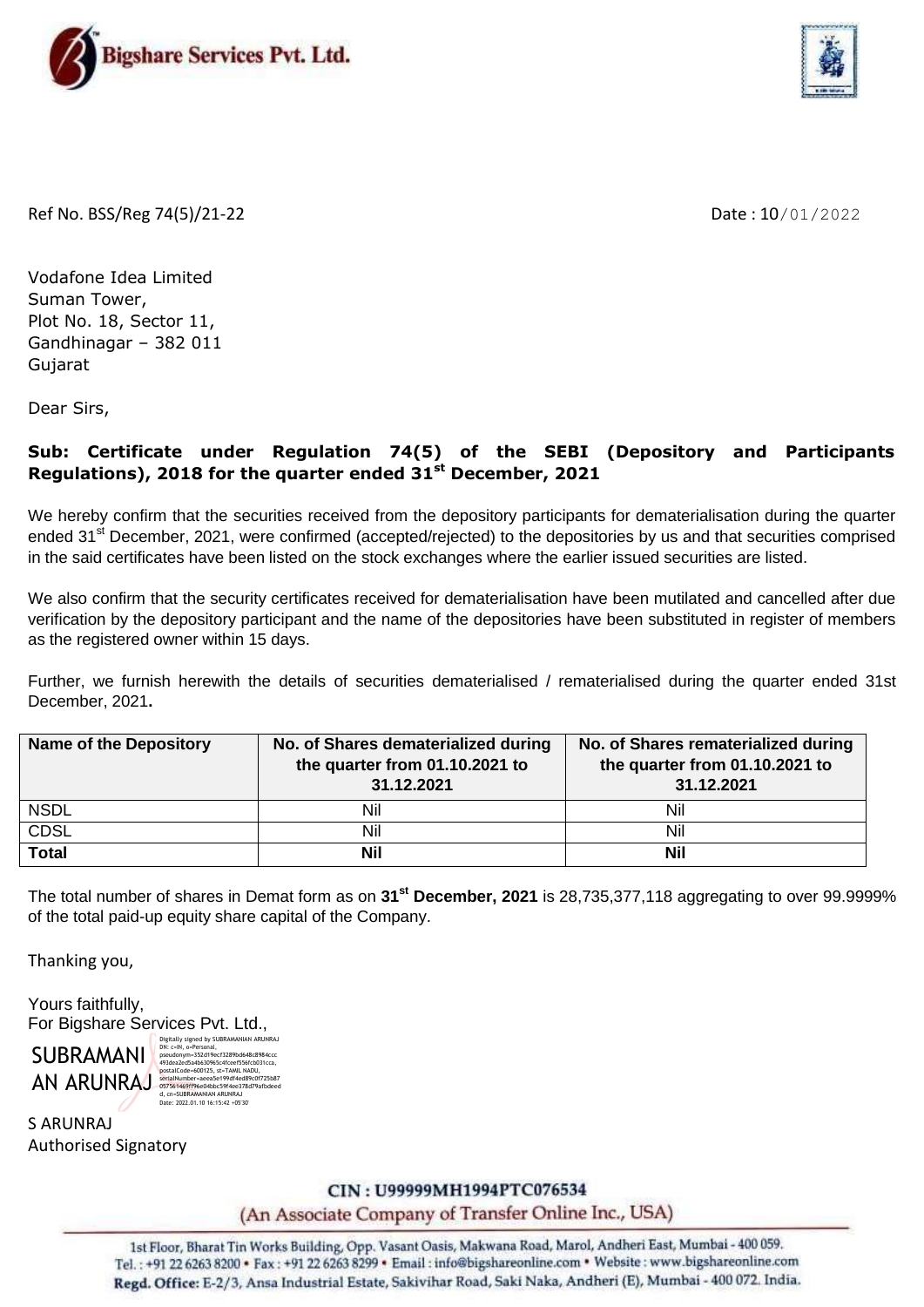Bigshare Services Pvt. Ltd.

Ref No. BSS/Reg 74(5)/21-22

Date : 10/01/2022

Vodafone Idea Limited
Suman Tower,
Plot No. 18, Sector 11,
Gandhinagar – 382 011
Gujarat

Dear Sirs,

**Sub: Certificate under Regulation 74(5) of the SEBI (Depository and Participants Regulations), 2018 for the quarter ended 31st December, 2021**

We hereby confirm that the securities received from the depository participants for dematerialisation during the quarter ended 31st December, 2021, were confirmed (accepted/rejected) to the depositories by us and that securities comprised in the said certificates have been listed on the stock exchanges where the earlier issued securities are listed.

We also confirm that the security certificates received for dematerialisation have been mutilated and cancelled after due verification by the depository participant and the name of the depositories have been substituted in register of members as the registered owner within 15 days.

Further, we furnish herewith the details of securities dematerialised / rematerialised during the quarter ended 31st December, 2021**.**

| Name of the Depository | No. of Shares dematerialized during the quarter from 01.10.2021 to 31.12.2021 | No. of Shares rematerialized during the quarter from 01.10.2021 to 31.12.2021 |
|---|---|---|
| NSDL | Nil | Nil |
| CDSL | Nil | Nil |
| **Total** | **Nil** | **Nil** |

The total number of shares in Demat form as on **31st December, 2021** is 28,735,377,118 aggregating to over 99.9999% of the total paid-up equity share capital of the Company.

Thanking you,

Yours faithfully,
For Bigshare Services Pvt. Ltd.,

SUBRAMANIAN ARUNRAJ

Digitally signed by SUBRAMANIAN ARUNRAJ
Date: 2022.01.10 16:15:42 +05'30'

S ARUNRAJ
Authorised Signatory

CIN : U99999MH1994PTC076534
(An Associate Company of Transfer Online Inc., USA)

1st Floor, Bharat Tin Works Building, Opp. Vasant Oasis, Makwana Road, Marol, Andheri East, Mumbai - 400 059.
Tel. : +91 22 6263 8200 • Fax : +91 22 6263 8299 • Email : info@bigshareonline.com • Website : www.bigshareonline.com
**Regd. Office:** E-2/3, Ansa Industrial Estate, Sakivihar Road, Saki Naka, Andheri (E), Mumbai - 400 072. India.